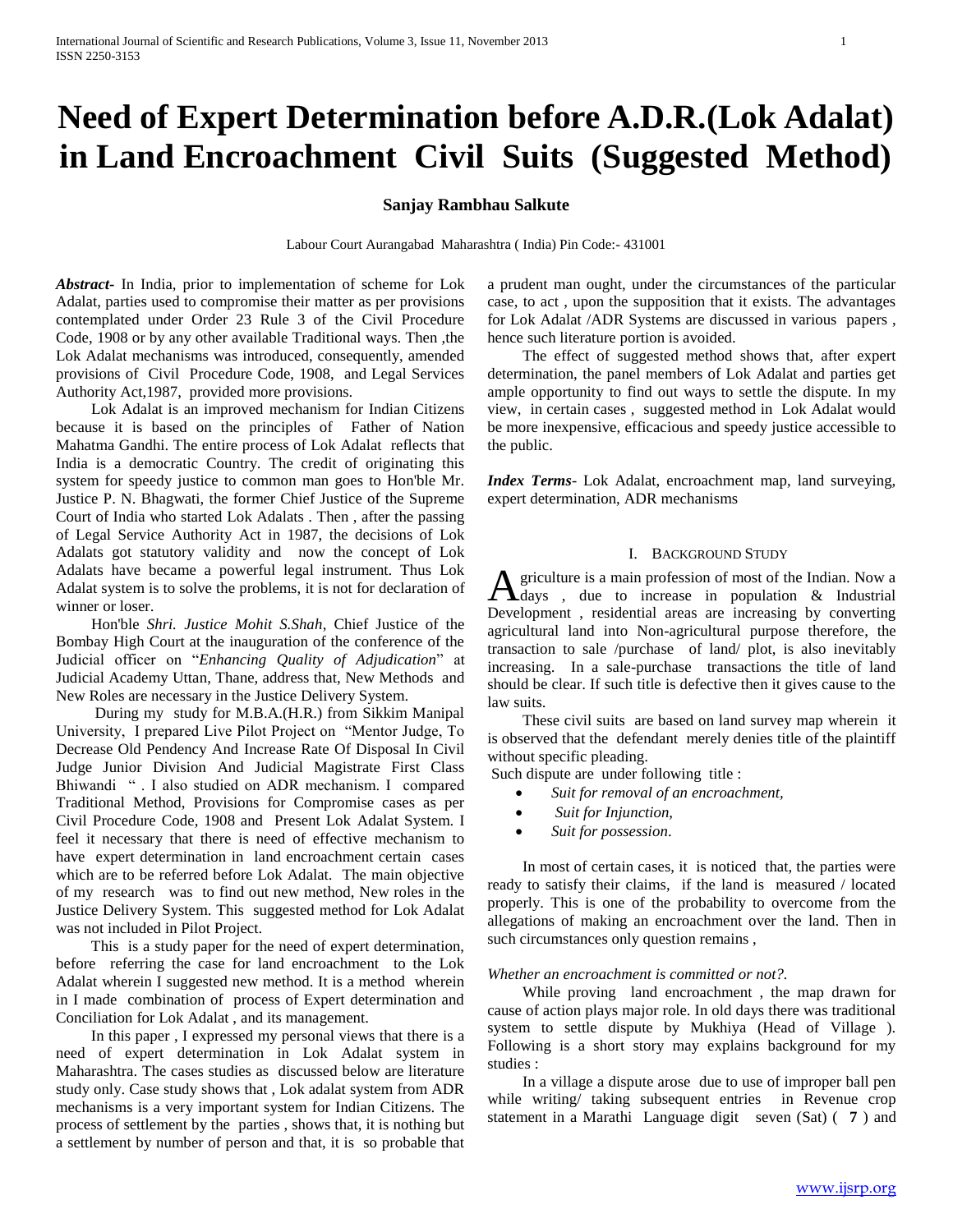# Need of Expert Determination before A.D.R.(Lok Adalat) in Land Encroachment Civil Suits (Suggested Method)

**Sanjay Rambhau Salkute**

Labour Court Aurangabad Maharashtra ( India) Pin Code:- 431001

***Abstract***- In India, prior to implementation of scheme for Lok Adalat, parties used to compromise their matter as per provisions contemplated under Order 23 Rule 3 of the Civil Procedure Code, 1908 or by any other available Traditional ways. Then ,the Lok Adalat mechanisms was introduced, consequently, amended provisions of Civil Procedure Code, 1908, and Legal Services Authority Act,1987, provided more provisions.

Lok Adalat is an improved mechanism for Indian Citizens because it is based on the principles of Father of Nation Mahatma Gandhi. The entire process of Lok Adalat reflects that India is a democratic Country. The credit of originating this system for speedy justice to common man goes to Hon'ble Mr. Justice P. N. Bhagwati, the former Chief Justice of the Supreme Court of India who started Lok Adalats . Then , after the passing of Legal Service Authority Act in 1987, the decisions of Lok Adalats got statutory validity and now the concept of Lok Adalats have became a powerful legal instrument. Thus Lok Adalat system is to solve the problems, it is not for declaration of winner or loser.

Hon'ble *Shri. Justice Mohit S.Shah*, Chief Justice of the Bombay High Court at the inauguration of the conference of the Judicial officer on "*Enhancing Quality of Adjudication*" at Judicial Academy Uttan, Thane, address that, New Methods and New Roles are necessary in the Justice Delivery System.

During my study for M.B.A.(H.R.) from Sikkim Manipal University, I prepared Live Pilot Project on "Mentor Judge, To Decrease Old Pendency And Increase Rate Of Disposal In Civil Judge Junior Division And Judicial Magistrate First Class Bhiwandi " . I also studied on ADR mechanism. I compared Traditional Method, Provisions for Compromise cases as per Civil Procedure Code, 1908 and Present Lok Adalat System. I feel it necessary that there is need of effective mechanism to have expert determination in land encroachment certain cases which are to be referred before Lok Adalat. The main objective of my research was to find out new method, New roles in the Justice Delivery System. This suggested method for Lok Adalat was not included in Pilot Project.

This is a study paper for the need of expert determination, before referring the case for land encroachment to the Lok Adalat wherein I suggested new method. It is a method wherein in I made combination of process of Expert determination and Conciliation for Lok Adalat , and its management.

In this paper , I expressed my personal views that there is a need of expert determination in Lok Adalat system in Maharashtra. The cases studies as discussed below are literature study only. Case study shows that , Lok adalat system from ADR mechanisms is a very important system for Indian Citizens. The process of settlement by the parties , shows that, it is nothing but a settlement by number of person and that, it is so probable that a prudent man ought, under the circumstances of the particular case, to act , upon the supposition that it exists. The advantages for Lok Adalat /ADR Systems are discussed in various papers , hence such literature portion is avoided.

The effect of suggested method shows that, after expert determination, the panel members of Lok Adalat and parties get ample opportunity to find out ways to settle the dispute. In my view, in certain cases , suggested method in Lok Adalat would be more inexpensive, efficacious and speedy justice accessible to the public.

***Index Terms***- Lok Adalat, encroachment map, land surveying, expert determination, ADR mechanisms

## I. Background Study

Agriculture is a main profession of most of the Indian. Now a days , due to increase in population & Industrial Development , residential areas are increasing by converting agricultural land into Non-agricultural purpose therefore, the transaction to sale /purchase of land/ plot, is also inevitably increasing. In a sale-purchase transactions the title of land should be clear. If such title is defective then it gives cause to the law suits.

These civil suits are based on land survey map wherein it is observed that the defendant merely denies title of the plaintiff without specific pleading.

Such dispute are under following title :

- *Suit for removal of an encroachment,*
- *Suit for Injunction,*
- *Suit for possession*.

In most of certain cases, it is noticed that, the parties were ready to satisfy their claims, if the land is measured / located properly. This is one of the probability to overcome from the allegations of making an encroachment over the land. Then in such circumstances only question remains ,

*Whether an encroachment is committed or not?.*

While proving land encroachment , the map drawn for cause of action plays major role. In old days there was traditional system to settle dispute by Mukhiya (Head of Village ). Following is a short story may explains background for my studies :

In a village a dispute arose due to use of improper ball pen while writing/ taking subsequent entries in Revenue crop statement in a Marathi Language digit seven (Sat) ( **७** ) and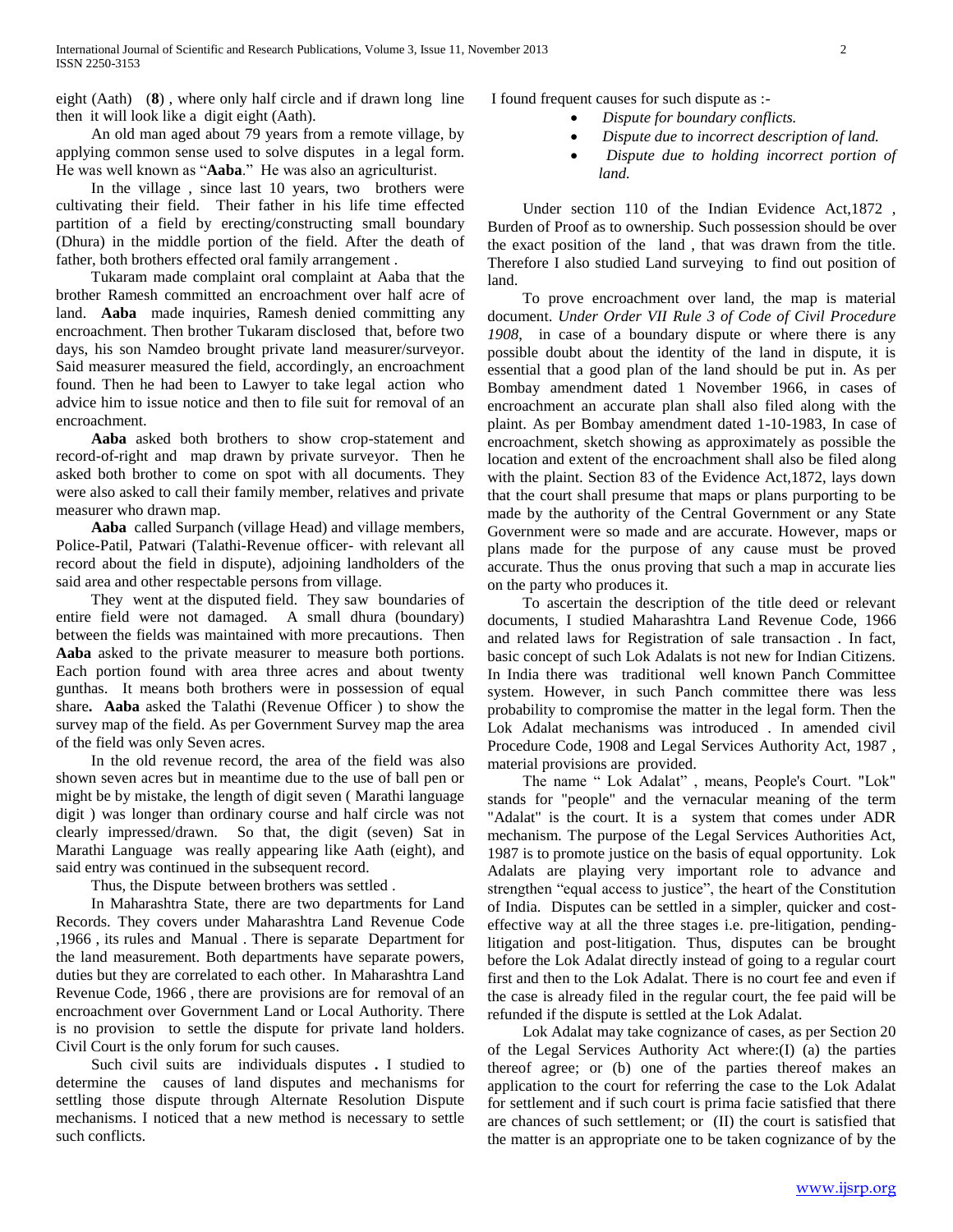eight (Aath) (**8**) , where only half circle and if drawn long line then it will look like a digit eight (Aath).

An old man aged about 79 years from a remote village, by applying common sense used to solve disputes in a legal form. He was well known as "**Aaba**." He was also an agriculturist.

In the village , since last 10 years, two brothers were cultivating their field. Their father in his life time effected partition of a field by erecting/constructing small boundary (Dhura) in the middle portion of the field. After the death of father, both brothers effected oral family arrangement .

Tukaram made complaint oral complaint at Aaba that the brother Ramesh committed an encroachment over half acre of land. **Aaba** made inquiries, Ramesh denied committing any encroachment. Then brother Tukaram disclosed that, before two days, his son Namdeo brought private land measurer/surveyor. Said measurer measured the field, accordingly, an encroachment found. Then he had been to Lawyer to take legal action who advice him to issue notice and then to file suit for removal of an encroachment.

**Aaba** asked both brothers to show crop-statement and record-of-right and map drawn by private surveyor. Then he asked both brother to come on spot with all documents. They were also asked to call their family member, relatives and private measurer who drawn map.

**Aaba** called Surpanch (village Head) and village members, Police-Patil, Patwari (Talathi-Revenue officer- with relevant all record about the field in dispute), adjoining landholders of the said area and other respectable persons from village.

They went at the disputed field. They saw boundaries of entire field were not damaged. A small dhura (boundary) between the fields was maintained with more precautions. Then **Aaba** asked to the private measurer to measure both portions. Each portion found with area three acres and about twenty gunthas. It means both brothers were in possession of equal share**.** **Aaba** asked the Talathi (Revenue Officer ) to show the survey map of the field. As per Government Survey map the area of the field was only Seven acres.

In the old revenue record, the area of the field was also shown seven acres but in meantime due to the use of ball pen or might be by mistake, the length of digit seven ( Marathi language digit ) was longer than ordinary course and half circle was not clearly impressed/drawn. So that, the digit (seven) Sat in Marathi Language was really appearing like Aath (eight), and said entry was continued in the subsequent record.

Thus, the Dispute between brothers was settled .

In Maharashtra State, there are two departments for Land Records. They covers under Maharashtra Land Revenue Code ,1966 , its rules and Manual . There is separate Department for the land measurement. Both departments have separate powers, duties but they are correlated to each other. In Maharashtra Land Revenue Code, 1966 , there are provisions are for removal of an encroachment over Government Land or Local Authority. There is no provision to settle the dispute for private land holders. Civil Court is the only forum for such causes.

Such civil suits are individuals disputes **.** I studied to determine the causes of land disputes and mechanisms for settling those dispute through Alternate Resolution Dispute mechanisms. I noticed that a new method is necessary to settle such conflicts.

I found frequent causes for such dispute as :-

- *Dispute for boundary conflicts.*
- *Dispute due to incorrect description of land.*
- *Dispute due to holding incorrect portion of land.*

Under section 110 of the Indian Evidence Act,1872 , Burden of Proof as to ownership. Such possession should be over the exact position of the land , that was drawn from the title. Therefore I also studied Land surveying to find out position of land.

To prove encroachment over land, the map is material document. *Under Order VII Rule 3 of Code of Civil Procedure 1908*, in case of a boundary dispute or where there is any possible doubt about the identity of the land in dispute, it is essential that a good plan of the land should be put in. As per Bombay amendment dated 1 November 1966, in cases of encroachment an accurate plan shall also filed along with the plaint. As per Bombay amendment dated 1-10-1983, In case of encroachment, sketch showing as approximately as possible the location and extent of the encroachment shall also be filed along with the plaint. Section 83 of the Evidence Act,1872, lays down that the court shall presume that maps or plans purporting to be made by the authority of the Central Government or any State Government were so made and are accurate. However, maps or plans made for the purpose of any cause must be proved accurate. Thus the onus proving that such a map in accurate lies on the party who produces it.

To ascertain the description of the title deed or relevant documents, I studied Maharashtra Land Revenue Code, 1966 and related laws for Registration of sale transaction . In fact, basic concept of such Lok Adalats is not new for Indian Citizens. In India there was traditional well known Panch Committee system. However, in such Panch committee there was less probability to compromise the matter in the legal form. Then the Lok Adalat mechanisms was introduced . In amended civil Procedure Code, 1908 and Legal Services Authority Act, 1987 , material provisions are provided.

The name " Lok Adalat" , means, People's Court. "Lok" stands for "people" and the vernacular meaning of the term "Adalat" is the court. It is a system that comes under ADR mechanism. The purpose of the Legal Services Authorities Act, 1987 is to promote justice on the basis of equal opportunity. Lok Adalats are playing very important role to advance and strengthen "equal access to justice", the heart of the Constitution of India. Disputes can be settled in a simpler, quicker and cost-effective way at all the three stages i.e. pre-litigation, pending-litigation and post-litigation. Thus, disputes can be brought before the Lok Adalat directly instead of going to a regular court first and then to the Lok Adalat. There is no court fee and even if the case is already filed in the regular court, the fee paid will be refunded if the dispute is settled at the Lok Adalat.

Lok Adalat may take cognizance of cases, as per Section 20 of the Legal Services Authority Act where:(I) (a) the parties thereof agree; or (b) one of the parties thereof makes an application to the court for referring the case to the Lok Adalat for settlement and if such court is prima facie satisfied that there are chances of such settlement; or (II) the court is satisfied that the matter is an appropriate one to be taken cognizance of by the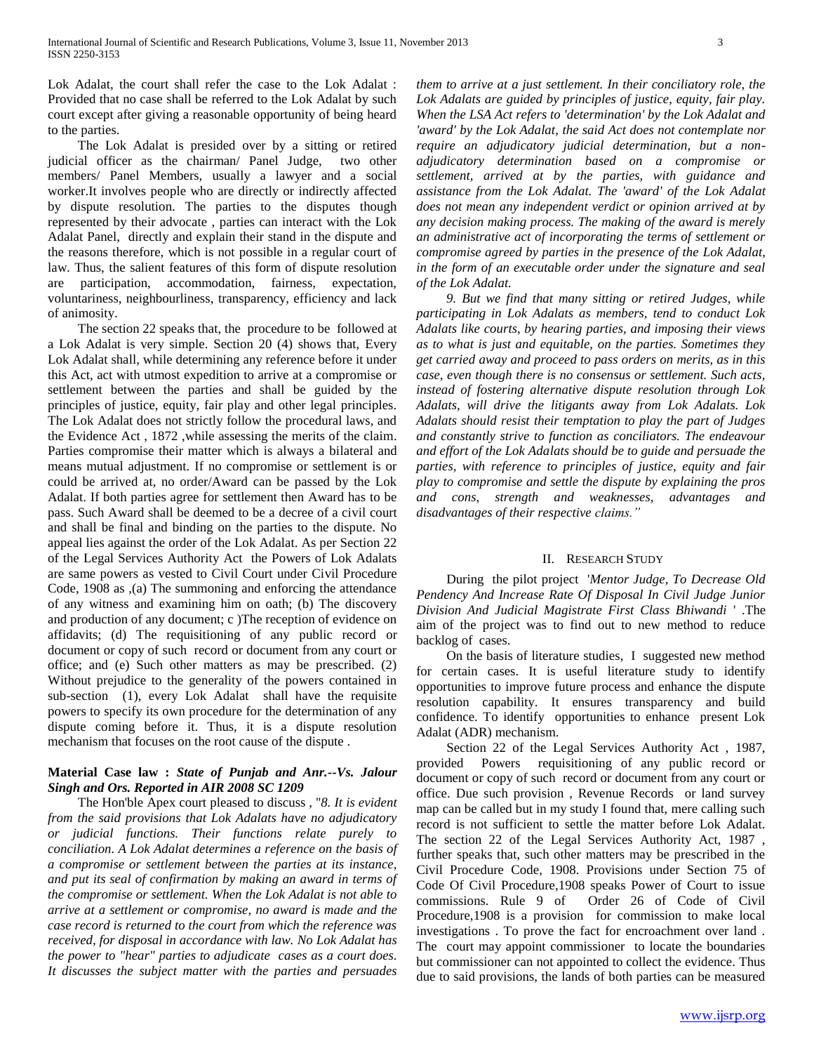Lok Adalat, the court shall refer the case to the Lok Adalat : Provided that no case shall be referred to the Lok Adalat by such court except after giving a reasonable opportunity of being heard to the parties.

The Lok Adalat is presided over by a sitting or retired judicial officer as the chairman/ Panel Judge, two other members/ Panel Members, usually a lawyer and a social worker.It involves people who are directly or indirectly affected by dispute resolution. The parties to the disputes though represented by their advocate , parties can interact with the Lok Adalat Panel, directly and explain their stand in the dispute and the reasons therefore, which is not possible in a regular court of law. Thus, the salient features of this form of dispute resolution are participation, accommodation, fairness, expectation, voluntariness, neighbourliness, transparency, efficiency and lack of animosity.

The section 22 speaks that, the procedure to be followed at a Lok Adalat is very simple. Section 20 (4) shows that, Every Lok Adalat shall, while determining any reference before it under this Act, act with utmost expedition to arrive at a compromise or settlement between the parties and shall be guided by the principles of justice, equity, fair play and other legal principles. The Lok Adalat does not strictly follow the procedural laws, and the Evidence Act , 1872 ,while assessing the merits of the claim. Parties compromise their matter which is always a bilateral and means mutual adjustment. If no compromise or settlement is or could be arrived at, no order/Award can be passed by the Lok Adalat. If both parties agree for settlement then Award has to be pass. Such Award shall be deemed to be a decree of a civil court and shall be final and binding on the parties to the dispute. No appeal lies against the order of the Lok Adalat. As per Section 22 of the Legal Services Authority Act the Powers of Lok Adalats are same powers as vested to Civil Court under Civil Procedure Code, 1908 as ,(a) The summoning and enforcing the attendance of any witness and examining him on oath; (b) The discovery and production of any document; c )The reception of evidence on affidavits; (d) The requisitioning of any public record or document or copy of such record or document from any court or office; and (e) Such other matters as may be prescribed. (2) Without prejudice to the generality of the powers contained in sub-section (1), every Lok Adalat shall have the requisite powers to specify its own procedure for the determination of any dispute coming before it. Thus, it is a dispute resolution mechanism that focuses on the root cause of the dispute .

**Material Case law :** ***State of Punjab and Anr.--Vs. Jalour Singh and Ors. Reported in AIR 2008 SC 1209***

The Hon'ble Apex court pleased to discuss , "*8. It is evident from the said provisions that Lok Adalats have no adjudicatory or judicial functions. Their functions relate purely to conciliation. A Lok Adalat determines a reference on the basis of a compromise or settlement between the parties at its instance, and put its seal of confirmation by making an award in terms of the compromise or settlement. When the Lok Adalat is not able to arrive at a settlement or compromise, no award is made and the case record is returned to the court from which the reference was received, for disposal in accordance with law. No Lok Adalat has the power to "hear" parties to adjudicate cases as a court does. It discusses the subject matter with the parties and persuades them to arrive at a just settlement. In their conciliatory role, the Lok Adalats are guided by principles of justice, equity, fair play. When the LSA Act refers to 'determination' by the Lok Adalat and 'award' by the Lok Adalat, the said Act does not contemplate nor require an adjudicatory judicial determination, but a non-adjudicatory determination based on a compromise or settlement, arrived at by the parties, with guidance and assistance from the Lok Adalat. The 'award' of the Lok Adalat does not mean any independent verdict or opinion arrived at by any decision making process. The making of the award is merely an administrative act of incorporating the terms of settlement or compromise agreed by parties in the presence of the Lok Adalat, in the form of an executable order under the signature and seal of the Lok Adalat.*

*9. But we find that many sitting or retired Judges, while participating in Lok Adalats as members, tend to conduct Lok Adalats like courts, by hearing parties, and imposing their views as to what is just and equitable, on the parties. Sometimes they get carried away and proceed to pass orders on merits, as in this case, even though there is no consensus or settlement. Such acts, instead of fostering alternative dispute resolution through Lok Adalats, will drive the litigants away from Lok Adalats. Lok Adalats should resist their temptation to play the part of Judges and constantly strive to function as conciliators. The endeavour and effort of the Lok Adalats should be to guide and persuade the parties, with reference to principles of justice, equity and fair play to compromise and settle the dispute by explaining the pros and cons, strength and weaknesses, advantages and disadvantages of their respective claims."*

## II. Research Study

During the pilot project *'Mentor Judge, To Decrease Old Pendency And Increase Rate Of Disposal In Civil Judge Junior Division And Judicial Magistrate First Class Bhiwandi '* .The aim of the project was to find out to new method to reduce backlog of cases.

On the basis of literature studies, I suggested new method for certain cases. It is useful literature study to identify opportunities to improve future process and enhance the dispute resolution capability. It ensures transparency and build confidence. To identify opportunities to enhance present Lok Adalat (ADR) mechanism.

Section 22 of the Legal Services Authority Act , 1987, provided Powers requisitioning of any public record or document or copy of such record or document from any court or office. Due such provision , Revenue Records or land survey map can be called but in my study I found that, mere calling such record is not sufficient to settle the matter before Lok Adalat. The section 22 of the Legal Services Authority Act, 1987 , further speaks that, such other matters may be prescribed in the Civil Procedure Code, 1908. Provisions under Section 75 of Code Of Civil Procedure,1908 speaks Power of Court to issue commissions. Rule 9 of Order 26 of Code of Civil Procedure,1908 is a provision for commission to make local investigations . To prove the fact for encroachment over land . The court may appoint commissioner to locate the boundaries but commissioner can not appointed to collect the evidence. Thus due to said provisions, the lands of both parties can be measured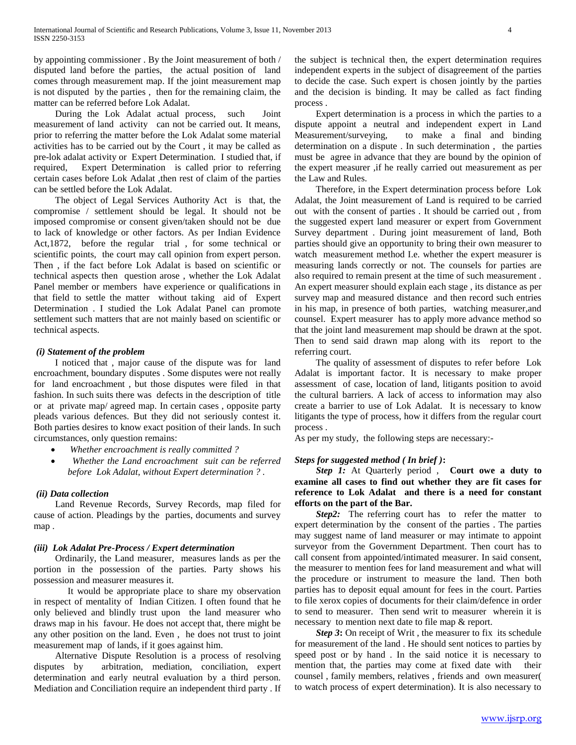by appointing commissioner . By the Joint measurement of both / disputed land before the parties, the actual position of land comes through measurement map. If the joint measurement map is not disputed by the parties , then for the remaining claim, the matter can be referred before Lok Adalat.

During the Lok Adalat actual process, such Joint measurement of land activity can not be carried out. It means, prior to referring the matter before the Lok Adalat some material activities has to be carried out by the Court , it may be called as pre-lok adalat activity or Expert Determination. I studied that, if required, Expert Determination is called prior to referring certain cases before Lok Adalat ,then rest of claim of the parties can be settled before the Lok Adalat.

The object of Legal Services Authority Act is that, the compromise / settlement should be legal. It should not be imposed compromise or consent given/taken should not be due to lack of knowledge or other factors. As per Indian Evidence Act,1872, before the regular trial , for some technical or scientific points, the court may call opinion from expert person. Then , if the fact before Lok Adalat is based on scientific or technical aspects then question arose , whether the Lok Adalat Panel member or members have experience or qualifications in that field to settle the matter without taking aid of Expert Determination . I studied the Lok Adalat Panel can promote settlement such matters that are not mainly based on scientific or technical aspects.

### *(i) Statement of the problem*

I noticed that , major cause of the dispute was for land encroachment, boundary disputes . Some disputes were not really for land encroachment , but those disputes were filed in that fashion. In such suits there was defects in the description of title or at private map/ agreed map. In certain cases , opposite party pleads various defences. But they did not seriously contest it. Both parties desires to know exact position of their lands. In such circumstances, only question remains:

- *Whether encroachment is really committed ?*
- *Whether the Land encroachment suit can be referred before Lok Adalat, without Expert determination ?* .

### *(ii) Data collection*

Land Revenue Records, Survey Records, map filed for cause of action. Pleadings by the parties, documents and survey map .

### *(iii) Lok Adalat Pre-Process / Expert determination*

Ordinarily, the Land measurer, measures lands as per the portion in the possession of the parties. Party shows his possession and measurer measures it.

It would be appropriate place to share my observation in respect of mentality of Indian Citizen. I often found that he only believed and blindly trust upon the land measurer who draws map in his favour. He does not accept that, there might be any other position on the land. Even , he does not trust to joint measurement map of lands, if it goes against him.

Alternative Dispute Resolution is a process of resolving disputes by arbitration, mediation, conciliation, expert determination and early neutral evaluation by a third person. Mediation and Conciliation require an independent third party . If the subject is technical then, the expert determination requires independent experts in the subject of disagreement of the parties to decide the case. Such expert is chosen jointly by the parties and the decision is binding. It may be called as fact finding process .

Expert determination is a process in which the parties to a dispute appoint a neutral and independent expert in Land Measurement/surveying, to make a final and binding determination on a dispute . In such determination , the parties must be agree in advance that they are bound by the opinion of the expert measurer ,if he really carried out measurement as per the Law and Rules.

Therefore, in the Expert determination process before Lok Adalat, the Joint measurement of Land is required to be carried out with the consent of parties . It should be carried out , from the suggested expert land measurer or expert from Government Survey department . During joint measurement of land, Both parties should give an opportunity to bring their own measurer to watch measurement method I.e. whether the expert measurer is measuring lands correctly or not. The counsels for parties are also required to remain present at the time of such measurement . An expert measurer should explain each stage , its distance as per survey map and measured distance and then record such entries in his map, in presence of both parties, watching measurer,and counsel. Expert measurer has to apply more advance method so that the joint land measurement map should be drawn at the spot. Then to send said drawn map along with its report to the referring court.

The quality of assessment of disputes to refer before Lok Adalat is important factor. It is necessary to make proper assessment of case, location of land, litigants position to avoid the cultural barriers. A lack of access to information may also create a barrier to use of Lok Adalat. It is necessary to know litigants the type of process, how it differs from the regular court process .

As per my study, the following steps are necessary:-

### *Steps for suggested method ( In brief )***:**

***Step 1:*** At Quarterly period , **Court owe a duty to examine all cases to find out whether they are fit cases for reference to Lok Adalat and there is a need for constant efforts on the part of the Bar.**

***Step2:*** The referring court has to refer the matter to expert determination by the consent of the parties . The parties may suggest name of land measurer or may intimate to appoint surveyor from the Government Department. Then court has to call consent from appointed/intimated measurer. In said consent, the measurer to mention fees for land measurement and what will the procedure or instrument to measure the land. Then both parties has to deposit equal amount for fees in the court. Parties to file xerox copies of documents for their claim/defence in order to send to measurer. Then send writ to measurer wherein it is necessary to mention next date to file map & report.

***Step 3*:** On receipt of Writ , the measurer to fix its schedule for measurement of the land . He should sent notices to parties by speed post or by hand . In the said notice it is necessary to mention that, the parties may come at fixed date with their counsel , family members, relatives , friends and own measurer( to watch process of expert determination). It is also necessary to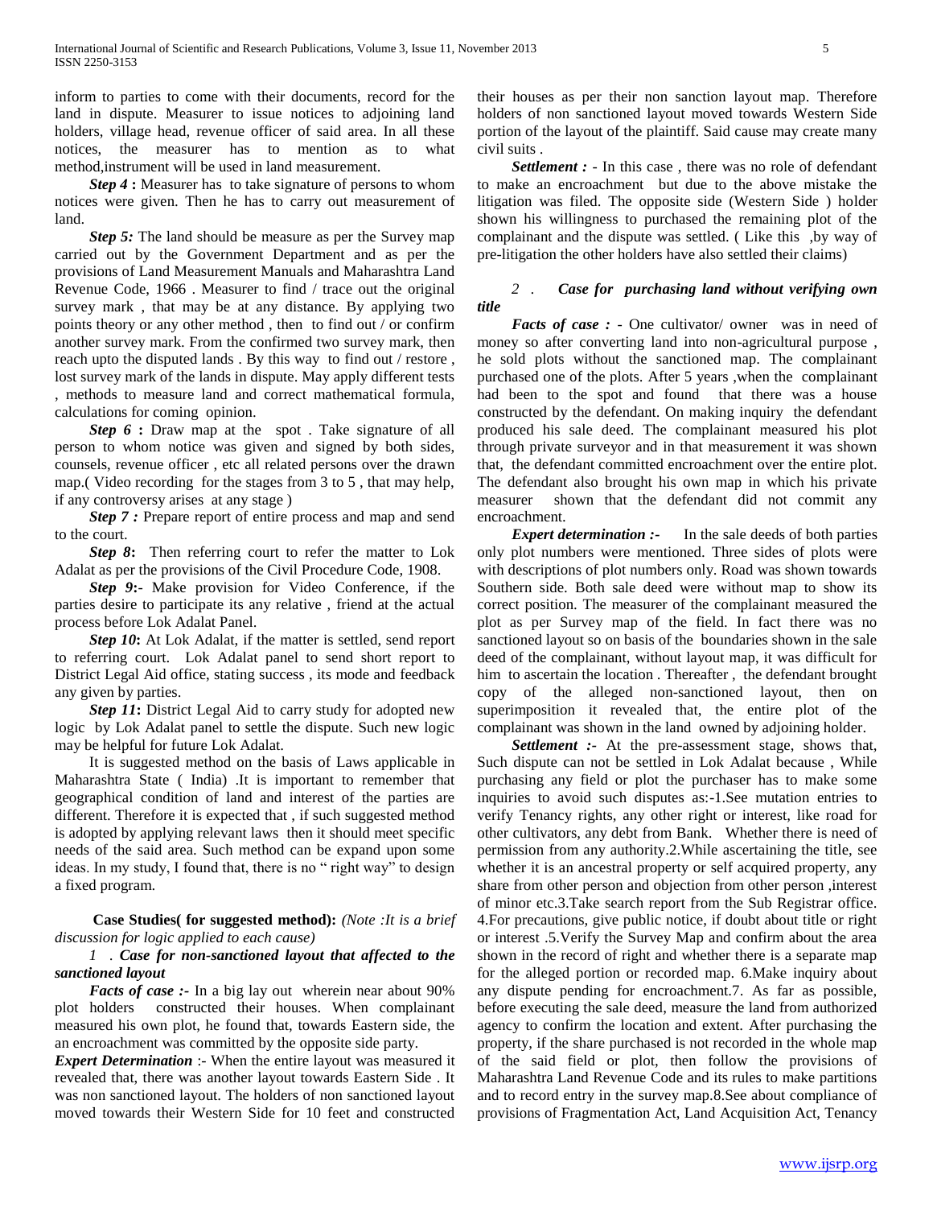inform to parties to come with their documents, record for the land in dispute. Measurer to issue notices to adjoining land holders, village head, revenue officer of said area. In all these notices, the measurer has to mention as to what method,instrument will be used in land measurement.

***Step 4*** **:** Measurer has to take signature of persons to whom notices were given. Then he has to carry out measurement of land.

***Step 5:*** The land should be measure as per the Survey map carried out by the Government Department and as per the provisions of Land Measurement Manuals and Maharashtra Land Revenue Code, 1966 . Measurer to find / trace out the original survey mark , that may be at any distance. By applying two points theory or any other method , then to find out / or confirm another survey mark. From the confirmed two survey mark, then reach upto the disputed lands . By this way to find out / restore , lost survey mark of the lands in dispute. May apply different tests , methods to measure land and correct mathematical formula, calculations for coming opinion.

***Step 6*** **:** Draw map at the spot . Take signature of all person to whom notice was given and signed by both sides, counsels, revenue officer , etc all related persons over the drawn map.( Video recording for the stages from 3 to 5 , that may help, if any controversy arises at any stage )

***Step 7 :*** Prepare report of entire process and map and send to the court.

***Step 8*****:** Then referring court to refer the matter to Lok Adalat as per the provisions of the Civil Procedure Code, 1908.

***Step 9*****:**- Make provision for Video Conference, if the parties desire to participate its any relative , friend at the actual process before Lok Adalat Panel.

***Step 10*****:** At Lok Adalat, if the matter is settled, send report to referring court. Lok Adalat panel to send short report to District Legal Aid office, stating success , its mode and feedback any given by parties.

***Step 11*****:** District Legal Aid to carry study for adopted new logic by Lok Adalat panel to settle the dispute. Such new logic may be helpful for future Lok Adalat.

It is suggested method on the basis of Laws applicable in Maharashtra State ( India) .It is important to remember that geographical condition of land and interest of the parties are different. Therefore it is expected that , if such suggested method is adopted by applying relevant laws then it should meet specific needs of the said area. Such method can be expand upon some ideas. In my study, I found that, there is no " right way" to design a fixed program.

**Case Studies( for suggested method):** *(Note :It is a brief discussion for logic applied to each cause)*

*1 . **Case for non-sanctioned layout that affected to the sanctioned layout***

***Facts of case :-*** In a big lay out wherein near about 90% plot holders constructed their houses. When complainant measured his own plot, he found that, towards Eastern side, the an encroachment was committed by the opposite side party.

***Expert Determination*** :- When the entire layout was measured it revealed that, there was another layout towards Eastern Side . It was non sanctioned layout. The holders of non sanctioned layout moved towards their Western Side for 10 feet and constructed their houses as per their non sanction layout map. Therefore holders of non sanctioned layout moved towards Western Side portion of the layout of the plaintiff. Said cause may create many civil suits .

***Settlement :*** - In this case , there was no role of defendant to make an encroachment but due to the above mistake the litigation was filed. The opposite side (Western Side ) holder shown his willingness to purchased the remaining plot of the complainant and the dispute was settled. ( Like this ,by way of pre-litigation the other holders have also settled their claims)

*2 . **Case for purchasing land without verifying own title***

***Facts of case :*** - One cultivator/ owner was in need of money so after converting land into non-agricultural purpose , he sold plots without the sanctioned map. The complainant purchased one of the plots. After 5 years ,when the complainant had been to the spot and found that there was a house constructed by the defendant. On making inquiry the defendant produced his sale deed. The complainant measured his plot through private surveyor and in that measurement it was shown that, the defendant committed encroachment over the entire plot. The defendant also brought his own map in which his private measurer shown that the defendant did not commit any encroachment.

***Expert determination :-*** In the sale deeds of both parties only plot numbers were mentioned. Three sides of plots were with descriptions of plot numbers only. Road was shown towards Southern side. Both sale deed were without map to show its correct position. The measurer of the complainant measured the plot as per Survey map of the field. In fact there was no sanctioned layout so on basis of the boundaries shown in the sale deed of the complainant, without layout map, it was difficult for him to ascertain the location . Thereafter , the defendant brought copy of the alleged non-sanctioned layout, then on superimposition it revealed that, the entire plot of the complainant was shown in the land owned by adjoining holder.

***Settlement :-*** At the pre-assessment stage, shows that, Such dispute can not be settled in Lok Adalat because , While purchasing any field or plot the purchaser has to make some inquiries to avoid such disputes as:-1.See mutation entries to verify Tenancy rights, any other right or interest, like road for other cultivators, any debt from Bank. Whether there is need of permission from any authority.2.While ascertaining the title, see whether it is an ancestral property or self acquired property, any share from other person and objection from other person ,interest of minor etc.3.Take search report from the Sub Registrar office. 4.For precautions, give public notice, if doubt about title or right or interest .5.Verify the Survey Map and confirm about the area shown in the record of right and whether there is a separate map for the alleged portion or recorded map. 6.Make inquiry about any dispute pending for encroachment.7. As far as possible, before executing the sale deed, measure the land from authorized agency to confirm the location and extent. After purchasing the property, if the share purchased is not recorded in the whole map of the said field or plot, then follow the provisions of Maharashtra Land Revenue Code and its rules to make partitions and to record entry in the survey map.8.See about compliance of provisions of Fragmentation Act, Land Acquisition Act, Tenancy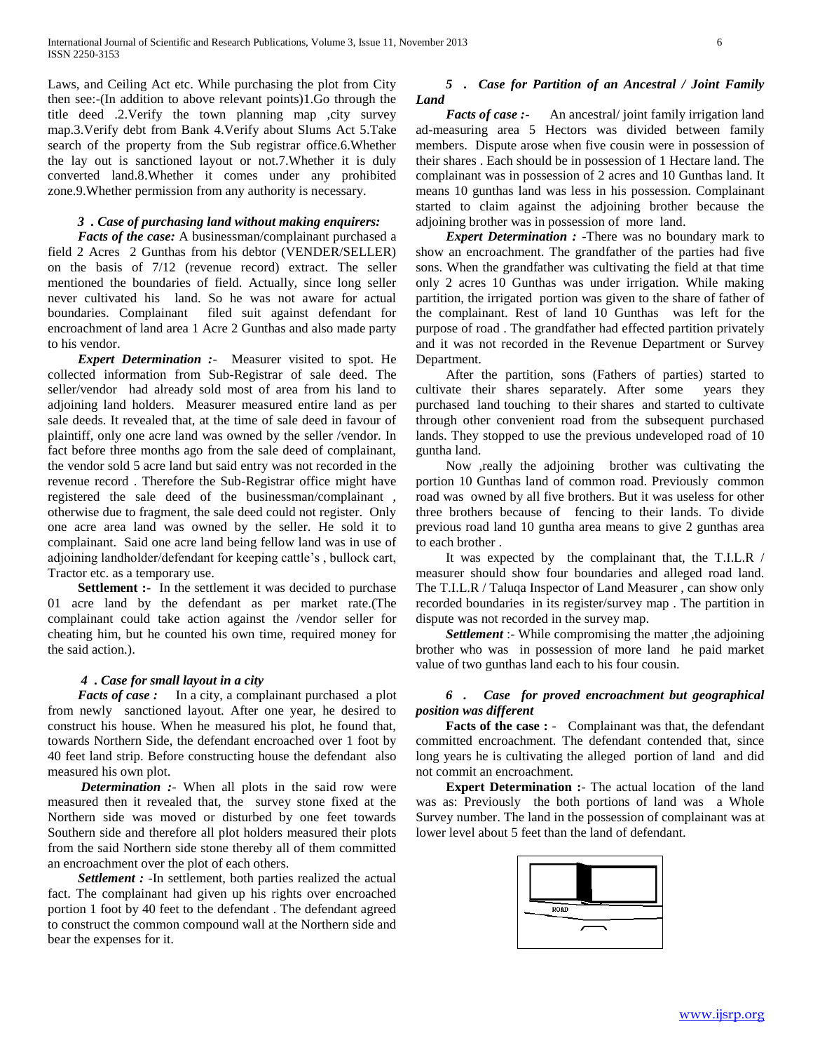Laws, and Ceiling Act etc. While purchasing the plot from City then see:-(In addition to above relevant points)1.Go through the title deed .2.Verify the town planning map ,city survey map.3.Verify debt from Bank 4.Verify about Slums Act 5.Take search of the property from the Sub registrar office.6.Whether the lay out is sanctioned layout or not.7.Whether it is duly converted land.8.Whether it comes under any prohibited zone.9.Whether permission from any authority is necessary.

### *3 . Case of purchasing land without making enquirers:*

***Facts of the case:*** A businessman/complainant purchased a field 2 Acres 2 Gunthas from his debtor (VENDER/SELLER) on the basis of 7/12 (revenue record) extract. The seller mentioned the boundaries of field. Actually, since long seller never cultivated his land. So he was not aware for actual boundaries. Complainant filed suit against defendant for encroachment of land area 1 Acre 2 Gunthas and also made party to his vendor.

***Expert Determination :-*** Measurer visited to spot. He collected information from Sub-Registrar of sale deed. The seller/vendor had already sold most of area from his land to adjoining land holders. Measurer measured entire land as per sale deeds. It revealed that, at the time of sale deed in favour of plaintiff, only one acre land was owned by the seller /vendor. In fact before three months ago from the sale deed of complainant, the vendor sold 5 acre land but said entry was not recorded in the revenue record . Therefore the Sub-Registrar office might have registered the sale deed of the businessman/complainant , otherwise due to fragment, the sale deed could not register. Only one acre area land was owned by the seller. He sold it to complainant. Said one acre land being fellow land was in use of adjoining landholder/defendant for keeping cattle's , bullock cart, Tractor etc. as a temporary use.

**Settlement :-** In the settlement it was decided to purchase 01 acre land by the defendant as per market rate.(The complainant could take action against the /vendor seller for cheating him, but he counted his own time, required money for the said action.).

### *4 . Case for small layout in a city*

***Facts of case :*** In a city, a complainant purchased a plot from newly sanctioned layout. After one year, he desired to construct his house. When he measured his plot, he found that, towards Northern Side, the defendant encroached over 1 foot by 40 feet land strip. Before constructing house the defendant also measured his own plot.

***Determination :-*** When all plots in the said row were measured then it revealed that, the survey stone fixed at the Northern side was moved or disturbed by one feet towards Southern side and therefore all plot holders measured their plots from the said Northern side stone thereby all of them committed an encroachment over the plot of each others.

***Settlement :*** -In settlement, both parties realized the actual fact. The complainant had given up his rights over encroached portion 1 foot by 40 feet to the defendant . The defendant agreed to construct the common compound wall at the Northern side and bear the expenses for it.

### *5 . Case for Partition of an Ancestral / Joint Family Land*

***Facts of case :-*** An ancestral/ joint family irrigation land ad-measuring area 5 Hectors was divided between family members. Dispute arose when five cousin were in possession of their shares . Each should be in possession of 1 Hectare land. The complainant was in possession of 2 acres and 10 Gunthas land. It means 10 gunthas land was less in his possession. Complainant started to claim against the adjoining brother because the adjoining brother was in possession of more land.

***Expert Determination :*** -There was no boundary mark to show an encroachment. The grandfather of the parties had five sons. When the grandfather was cultivating the field at that time only 2 acres 10 Gunthas was under irrigation. While making partition, the irrigated portion was given to the share of father of the complainant. Rest of land 10 Gunthas was left for the purpose of road . The grandfather had effected partition privately and it was not recorded in the Revenue Department or Survey Department.

After the partition, sons (Fathers of parties) started to cultivate their shares separately. After some years they purchased land touching to their shares and started to cultivate through other convenient road from the subsequent purchased lands. They stopped to use the previous undeveloped road of 10 guntha land.

Now ,really the adjoining brother was cultivating the portion 10 Gunthas land of common road. Previously common road was owned by all five brothers. But it was useless for other three brothers because of fencing to their lands. To divide previous road land 10 guntha area means to give 2 gunthas area to each brother .

It was expected by the complainant that, the T.I.L.R / measurer should show four boundaries and alleged road land. The T.I.L.R / Taluqa Inspector of Land Measurer , can show only recorded boundaries in its register/survey map . The partition in dispute was not recorded in the survey map.

***Settlement*** :- While compromising the matter ,the adjoining brother who was in possession of more land he paid market value of two gunthas land each to his four cousin.

### *6 . Case for proved encroachment but geographical position was different*

**Facts of the case :** - Complainant was that, the defendant committed encroachment. The defendant contended that, since long years he is cultivating the alleged portion of land and did not commit an encroachment.

**Expert Determination :-** The actual location of the land was as: Previously the both portions of land was a Whole Survey number. The land in the possession of complainant was at lower level about 5 feet than the land of defendant.

ROAD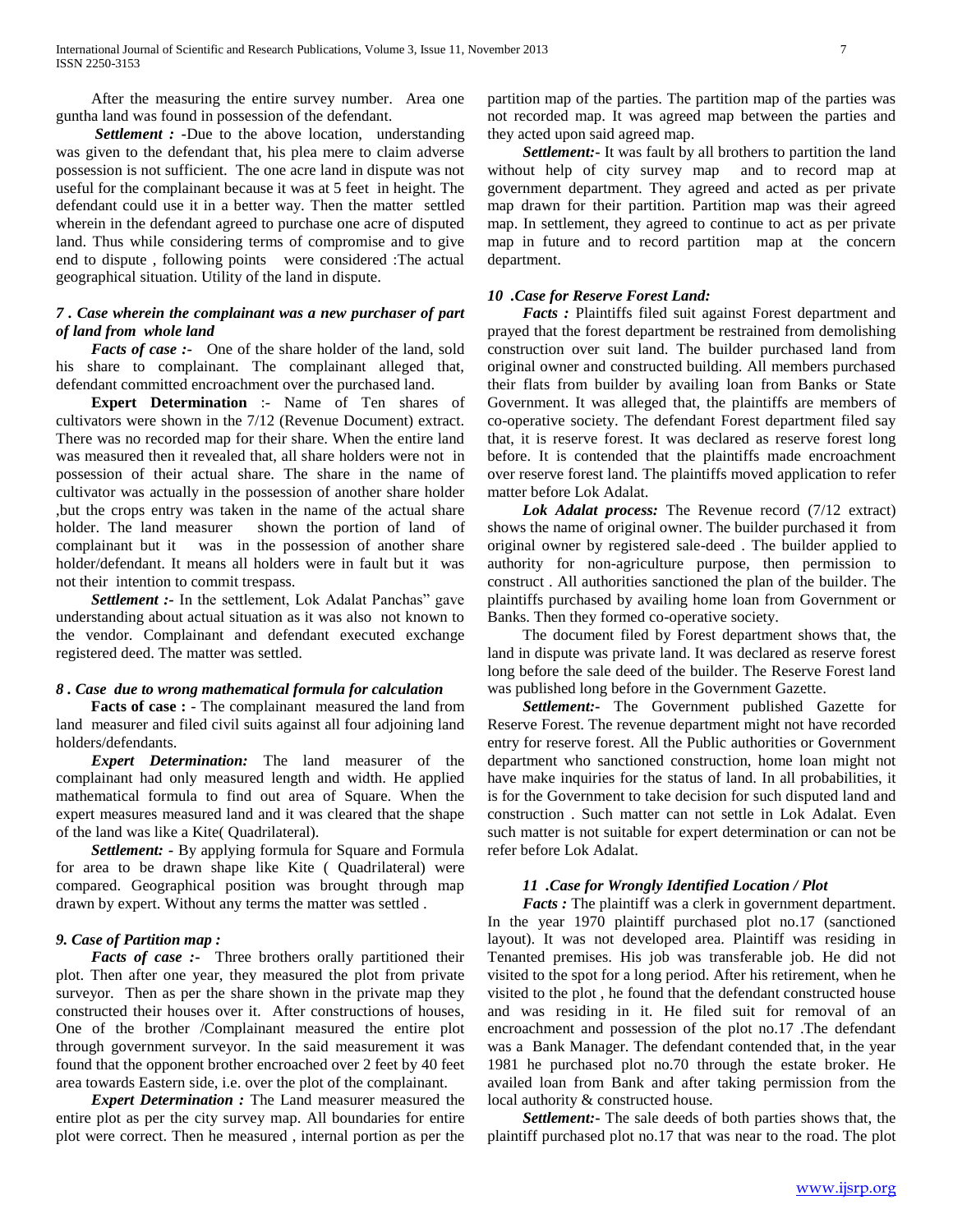After the measuring the entire survey number. Area one guntha land was found in possession of the defendant.

***Settlement :*** -Due to the above location, understanding was given to the defendant that, his plea mere to claim adverse possession is not sufficient. The one acre land in dispute was not useful for the complainant because it was at 5 feet in height. The defendant could use it in a better way. Then the matter settled wherein in the defendant agreed to purchase one acre of disputed land. Thus while considering terms of compromise and to give end to dispute , following points were considered :The actual geographical situation. Utility of the land in dispute.

### *7 . Case wherein the complainant was a new purchaser of part of land from whole land*

***Facts of case :-*** One of the share holder of the land, sold his share to complainant. The complainant alleged that, defendant committed encroachment over the purchased land.

**Expert Determination** :- Name of Ten shares of cultivators were shown in the 7/12 (Revenue Document) extract. There was no recorded map for their share. When the entire land was measured then it revealed that, all share holders were not in possession of their actual share. The share in the name of cultivator was actually in the possession of another share holder ,but the crops entry was taken in the name of the actual share holder. The land measurer shown the portion of land of complainant but it was in the possession of another share holder/defendant. It means all holders were in fault but it was not their intention to commit trespass.

***Settlement :-*** In the settlement, Lok Adalat Panchas" gave understanding about actual situation as it was also not known to the vendor. Complainant and defendant executed exchange registered deed. The matter was settled.

### *8 . Case due to wrong mathematical formula for calculation*

**Facts of case :** - The complainant measured the land from land measurer and filed civil suits against all four adjoining land holders/defendants.

***Expert Determination:*** The land measurer of the complainant had only measured length and width. He applied mathematical formula to find out area of Square. When the expert measures measured land and it was cleared that the shape of the land was like a Kite( Quadrilateral).

***Settlement:*** - By applying formula for Square and Formula for area to be drawn shape like Kite ( Quadrilateral) were compared. Geographical position was brought through map drawn by expert. Without any terms the matter was settled .

### *9. Case of Partition map :*

***Facts of case :-*** Three brothers orally partitioned their plot. Then after one year, they measured the plot from private surveyor. Then as per the share shown in the private map they constructed their houses over it. After constructions of houses, One of the brother /Complainant measured the entire plot through government surveyor. In the said measurement it was found that the opponent brother encroached over 2 feet by 40 feet area towards Eastern side, i.e. over the plot of the complainant.

***Expert Determination :*** The Land measurer measured the entire plot as per the city survey map. All boundaries for entire plot were correct. Then he measured , internal portion as per the partition map of the parties. The partition map of the parties was not recorded map. It was agreed map between the parties and they acted upon said agreed map.

***Settlement:-*** It was fault by all brothers to partition the land without help of city survey map and to record map at government department. They agreed and acted as per private map drawn for their partition. Partition map was their agreed map. In settlement, they agreed to continue to act as per private map in future and to record partition map at the concern department.

### *10 .Case for Reserve Forest Land:*

***Facts :*** Plaintiffs filed suit against Forest department and prayed that the forest department be restrained from demolishing construction over suit land. The builder purchased land from original owner and constructed building. All members purchased their flats from builder by availing loan from Banks or State Government. It was alleged that, the plaintiffs are members of co-operative society. The defendant Forest department filed say that, it is reserve forest. It was declared as reserve forest long before. It is contended that the plaintiffs made encroachment over reserve forest land. The plaintiffs moved application to refer matter before Lok Adalat.

***Lok Adalat process:*** The Revenue record (7/12 extract) shows the name of original owner. The builder purchased it from original owner by registered sale-deed . The builder applied to authority for non-agriculture purpose, then permission to construct . All authorities sanctioned the plan of the builder. The plaintiffs purchased by availing home loan from Government or Banks. Then they formed co-operative society.

The document filed by Forest department shows that, the land in dispute was private land. It was declared as reserve forest long before the sale deed of the builder. The Reserve Forest land was published long before in the Government Gazette.

***Settlement:-*** The Government published Gazette for Reserve Forest. The revenue department might not have recorded entry for reserve forest. All the Public authorities or Government department who sanctioned construction, home loan might not have make inquiries for the status of land. In all probabilities, it is for the Government to take decision for such disputed land and construction . Such matter can not settle in Lok Adalat. Even such matter is not suitable for expert determination or can not be refer before Lok Adalat.

### *11 .Case for Wrongly Identified Location / Plot*

***Facts :*** The plaintiff was a clerk in government department. In the year 1970 plaintiff purchased plot no.17 (sanctioned layout). It was not developed area. Plaintiff was residing in Tenanted premises. His job was transferable job. He did not visited to the spot for a long period. After his retirement, when he visited to the plot , he found that the defendant constructed house and was residing in it. He filed suit for removal of an encroachment and possession of the plot no.17 .The defendant was a Bank Manager. The defendant contended that, in the year 1981 he purchased plot no.70 through the estate broker. He availed loan from Bank and after taking permission from the local authority & constructed house.

***Settlement:-*** The sale deeds of both parties shows that, the plaintiff purchased plot no.17 that was near to the road. The plot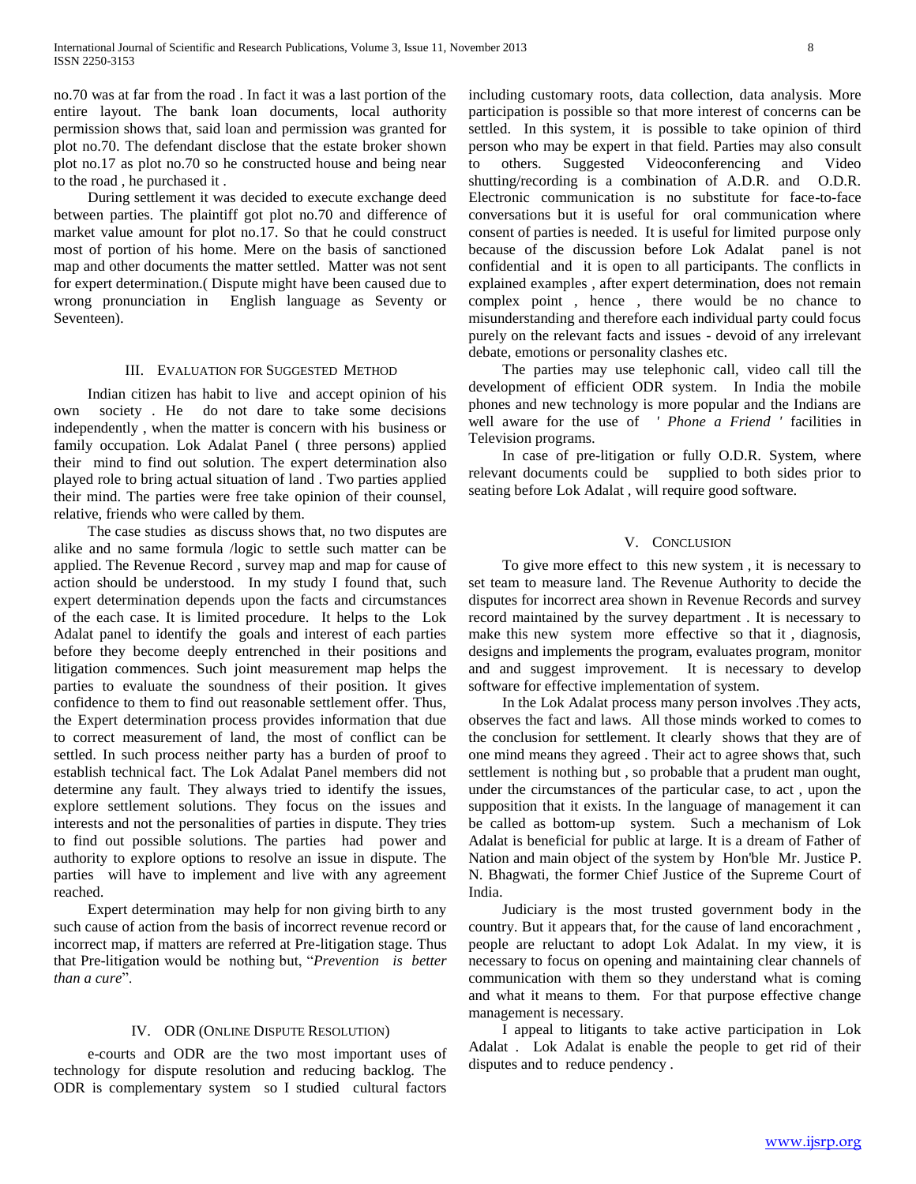no.70 was at far from the road . In fact it was a last portion of the entire layout. The bank loan documents, local authority permission shows that, said loan and permission was granted for plot no.70. The defendant disclose that the estate broker shown plot no.17 as plot no.70 so he constructed house and being near to the road , he purchased it .

During settlement it was decided to execute exchange deed between parties. The plaintiff got plot no.70 and difference of market value amount for plot no.17. So that he could construct most of portion of his home. Mere on the basis of sanctioned map and other documents the matter settled. Matter was not sent for expert determination.( Dispute might have been caused due to wrong pronunciation in English language as Seventy or Seventeen).

## III. Evaluation for Suggested Method

Indian citizen has habit to live and accept opinion of his own society . He do not dare to take some decisions independently , when the matter is concern with his business or family occupation. Lok Adalat Panel ( three persons) applied their mind to find out solution. The expert determination also played role to bring actual situation of land . Two parties applied their mind. The parties were free take opinion of their counsel, relative, friends who were called by them.

The case studies as discuss shows that, no two disputes are alike and no same formula /logic to settle such matter can be applied. The Revenue Record , survey map and map for cause of action should be understood. In my study I found that, such expert determination depends upon the facts and circumstances of the each case. It is limited procedure. It helps to the Lok Adalat panel to identify the goals and interest of each parties before they become deeply entrenched in their positions and litigation commences. Such joint measurement map helps the parties to evaluate the soundness of their position. It gives confidence to them to find out reasonable settlement offer. Thus, the Expert determination process provides information that due to correct measurement of land, the most of conflict can be settled. In such process neither party has a burden of proof to establish technical fact. The Lok Adalat Panel members did not determine any fault. They always tried to identify the issues, explore settlement solutions. They focus on the issues and interests and not the personalities of parties in dispute. They tries to find out possible solutions. The parties had power and authority to explore options to resolve an issue in dispute. The parties will have to implement and live with any agreement reached.

Expert determination may help for non giving birth to any such cause of action from the basis of incorrect revenue record or incorrect map, if matters are referred at Pre-litigation stage. Thus that Pre-litigation would be nothing but, "*Prevention is better than a cure*".

## IV. ODR (Online Dispute Resolution)

e-courts and ODR are the two most important uses of technology for dispute resolution and reducing backlog. The ODR is complementary system so I studied cultural factors including customary roots, data collection, data analysis. More participation is possible so that more interest of concerns can be settled. In this system, it is possible to take opinion of third person who may be expert in that field. Parties may also consult to others. Suggested Videoconferencing and Video shutting/recording is a combination of A.D.R. and O.D.R. Electronic communication is no substitute for face-to-face conversations but it is useful for oral communication where consent of parties is needed. It is useful for limited purpose only because of the discussion before Lok Adalat panel is not confidential and it is open to all participants. The conflicts in explained examples , after expert determination, does not remain complex point , hence , there would be no chance to misunderstanding and therefore each individual party could focus purely on the relevant facts and issues - devoid of any irrelevant debate, emotions or personality clashes etc.

The parties may use telephonic call, video call till the development of efficient ODR system. In India the mobile phones and new technology is more popular and the Indians are well aware for the use of *' Phone a Friend '* facilities in Television programs.

In case of pre-litigation or fully O.D.R. System, where relevant documents could be supplied to both sides prior to seating before Lok Adalat , will require good software.

## V. Conclusion

To give more effect to this new system , it is necessary to set team to measure land. The Revenue Authority to decide the disputes for incorrect area shown in Revenue Records and survey record maintained by the survey department . It is necessary to make this new system more effective so that it , diagnosis, designs and implements the program, evaluates program, monitor and and suggest improvement. It is necessary to develop software for effective implementation of system.

In the Lok Adalat process many person involves .They acts, observes the fact and laws. All those minds worked to comes to the conclusion for settlement. It clearly shows that they are of one mind means they agreed . Their act to agree shows that, such settlement is nothing but , so probable that a prudent man ought, under the circumstances of the particular case, to act , upon the supposition that it exists. In the language of management it can be called as bottom-up system. Such a mechanism of Lok Adalat is beneficial for public at large. It is a dream of Father of Nation and main object of the system by Hon'ble Mr. Justice P. N. Bhagwati, the former Chief Justice of the Supreme Court of India.

Judiciary is the most trusted government body in the country. But it appears that, for the cause of land encorachment , people are reluctant to adopt Lok Adalat. In my view, it is necessary to focus on opening and maintaining clear channels of communication with them so they understand what is coming and what it means to them. For that purpose effective change management is necessary.

I appeal to litigants to take active participation in Lok Adalat . Lok Adalat is enable the people to get rid of their disputes and to reduce pendency .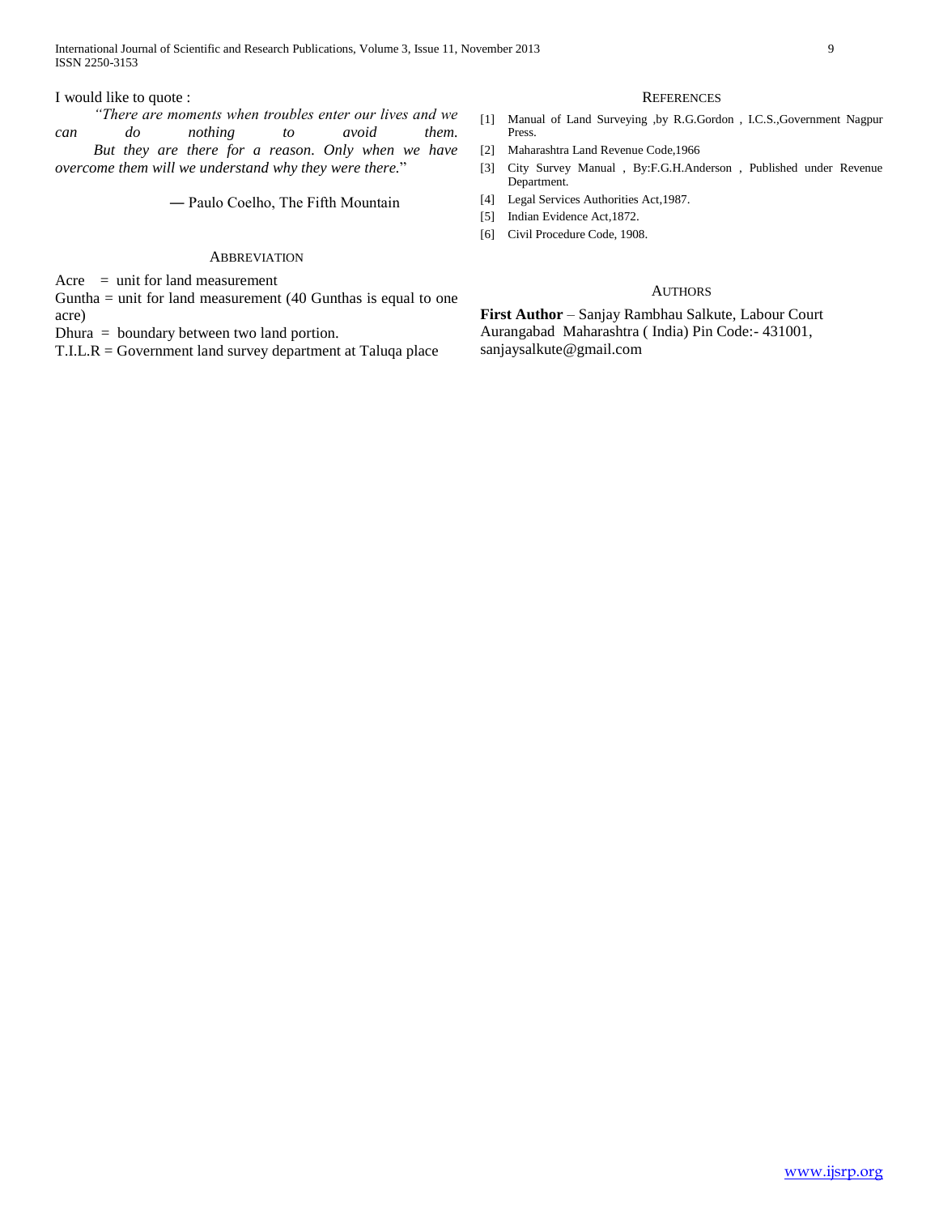I would like to quote :

*"There are moments when troubles enter our lives and we can do nothing to avoid them. But they are there for a reason. Only when we have overcome them will we understand why they were there.*"

— Paulo Coelho, The Fifth Mountain

## ABBREVIATION

Acre = unit for land measurement
Guntha = unit for land measurement (40 Gunthas is equal to one acre)
Dhura = boundary between two land portion.
T.I.L.R = Government land survey department at Taluqa place

## REFERENCES

[1] Manual of Land Surveying ,by R.G.Gordon , I.C.S.,Government Nagpur Press.
[2] Maharashtra Land Revenue Code,1966
[3] City Survey Manual , By:F.G.H.Anderson , Published under Revenue Department.
[4] Legal Services Authorities Act,1987.
[5] Indian Evidence Act,1872.
[6] Civil Procedure Code, 1908.

## AUTHORS

**First Author** – Sanjay Rambhau Salkute, Labour Court Aurangabad Maharashtra ( India) Pin Code:- 431001, sanjaysalkute@gmail.com